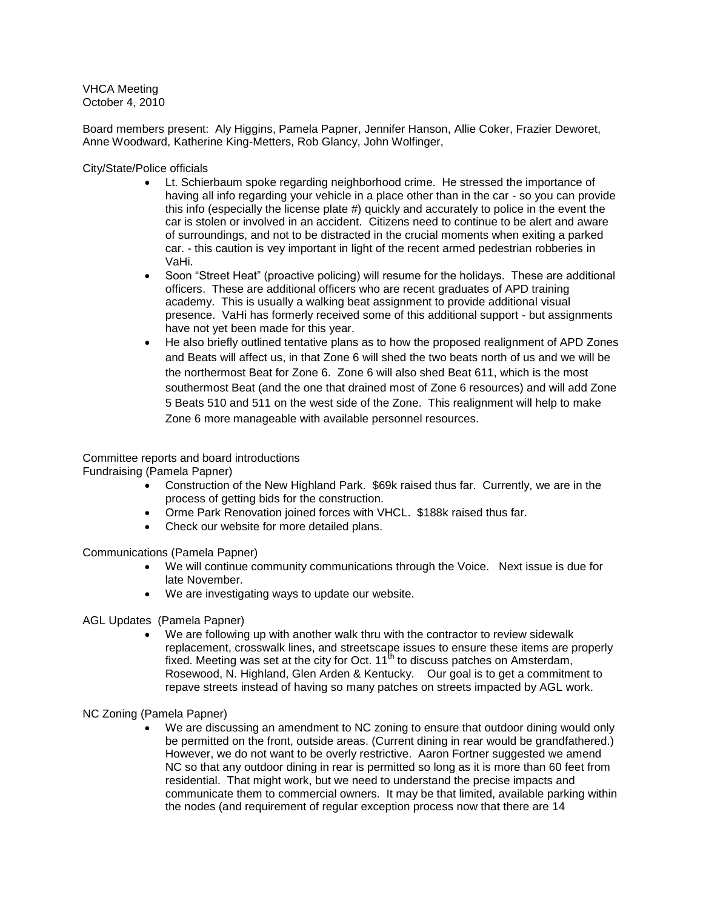VHCA Meeting
October 4, 2010

Board members present: Aly Higgins, Pamela Papner, Jennifer Hanson, Allie Coker, Frazier Deworet, Anne Woodward, Katherine King-Metters, Rob Glancy, John Wolfinger,

City/State/Police officials

- Lt. Schierbaum spoke regarding neighborhood crime. He stressed the importance of having all info regarding your vehicle in a place other than in the car - so you can provide this info (especially the license plate #) quickly and accurately to police in the event the car is stolen or involved in an accident. Citizens need to continue to be alert and aware of surroundings, and not to be distracted in the crucial moments when exiting a parked car. - this caution is vey important in light of the recent armed pedestrian robberies in VaHi.
- Soon "Street Heat" (proactive policing) will resume for the holidays. These are additional officers. These are additional officers who are recent graduates of APD training academy. This is usually a walking beat assignment to provide additional visual presence. VaHi has formerly received some of this additional support - but assignments have not yet been made for this year.
- He also briefly outlined tentative plans as to how the proposed realignment of APD Zones and Beats will affect us, in that Zone 6 will shed the two beats north of us and we will be the northermost Beat for Zone 6. Zone 6 will also shed Beat 611, which is the most southermost Beat (and the one that drained most of Zone 6 resources) and will add Zone 5 Beats 510 and 511 on the west side of the Zone. This realignment will help to make Zone 6 more manageable with available personnel resources.

Committee reports and board introductions
Fundraising (Pamela Papner)

- Construction of the New Highland Park. $69k raised thus far. Currently, we are in the process of getting bids for the construction.
- Orme Park Renovation joined forces with VHCL. $188k raised thus far.
- Check our website for more detailed plans.

Communications (Pamela Papner)

- We will continue community communications through the Voice. Next issue is due for late November.
- We are investigating ways to update our website.

AGL Updates (Pamela Papner)

- We are following up with another walk thru with the contractor to review sidewalk replacement, crosswalk lines, and streetscape issues to ensure these items are properly fixed. Meeting was set at the city for Oct. 11th to discuss patches on Amsterdam, Rosewood, N. Highland, Glen Arden & Kentucky. Our goal is to get a commitment to repave streets instead of having so many patches on streets impacted by AGL work.

NC Zoning (Pamela Papner)

- We are discussing an amendment to NC zoning to ensure that outdoor dining would only be permitted on the front, outside areas. (Current dining in rear would be grandfathered.) However, we do not want to be overly restrictive. Aaron Fortner suggested we amend NC so that any outdoor dining in rear is permitted so long as it is more than 60 feet from residential. That might work, but we need to understand the precise impacts and communicate them to commercial owners. It may be that limited, available parking within the nodes (and requirement of regular exception process now that there are 14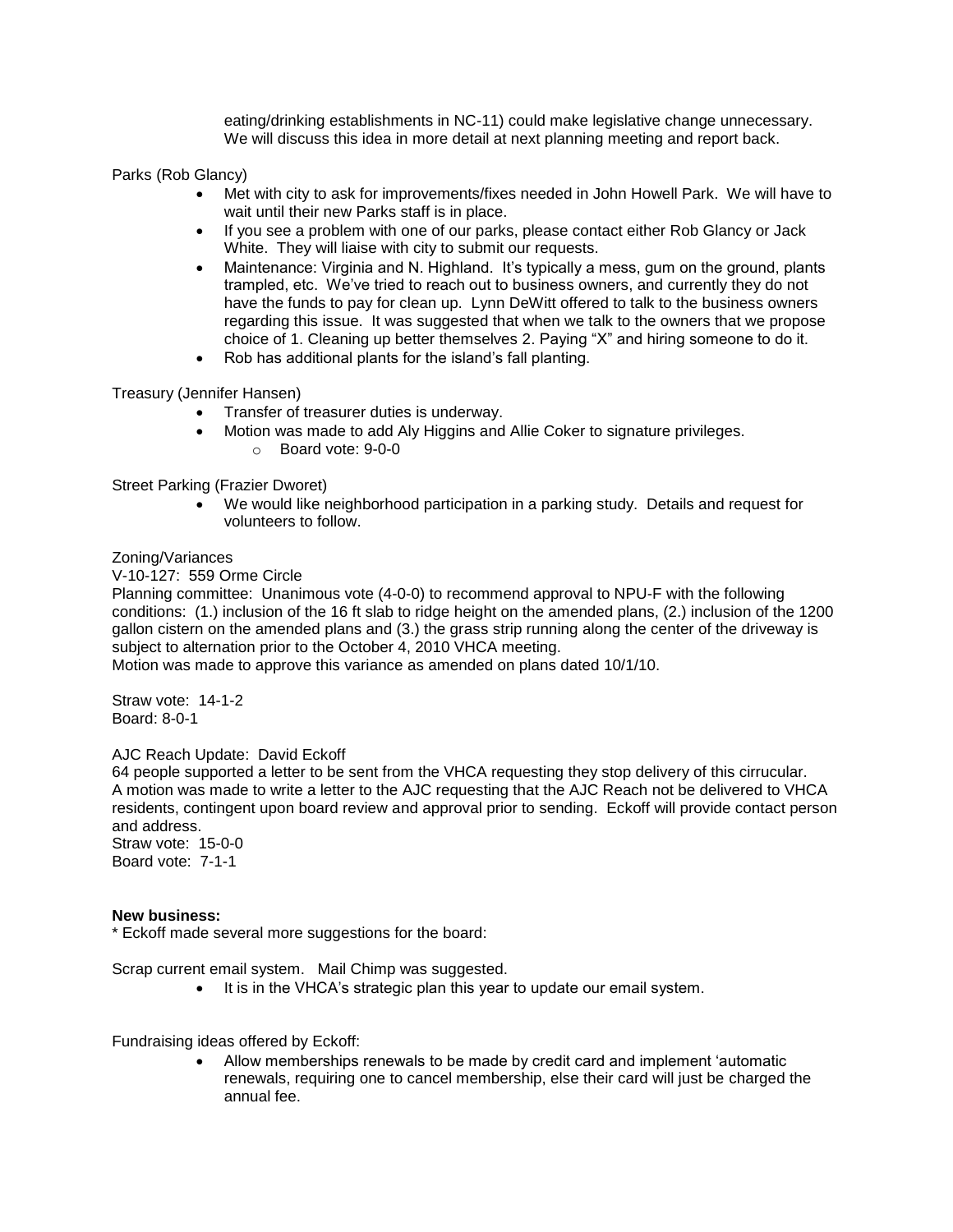eating/drinking establishments in NC-11) could make legislative change unnecessary. We will discuss this idea in more detail at next planning meeting and report back.

Parks (Rob Glancy)

- Met with city to ask for improvements/fixes needed in John Howell Park. We will have to wait until their new Parks staff is in place.
- If you see a problem with one of our parks, please contact either Rob Glancy or Jack White. They will liaise with city to submit our requests.
- Maintenance: Virginia and N. Highland. It's typically a mess, gum on the ground, plants trampled, etc. We've tried to reach out to business owners, and currently they do not have the funds to pay for clean up. Lynn DeWitt offered to talk to the business owners regarding this issue. It was suggested that when we talk to the owners that we propose choice of 1. Cleaning up better themselves 2. Paying "X" and hiring someone to do it.
- Rob has additional plants for the island's fall planting.

Treasury (Jennifer Hansen)

- Transfer of treasurer duties is underway.
- Motion was made to add Aly Higgins and Allie Coker to signature privileges.
  - Board vote: 9-0-0

Street Parking (Frazier Dworet)

- We would like neighborhood participation in a parking study. Details and request for volunteers to follow.

Zoning/Variances

V-10-127: 559 Orme Circle

Planning committee: Unanimous vote (4-0-0) to recommend approval to NPU-F with the following conditions: (1.) inclusion of the 16 ft slab to ridge height on the amended plans, (2.) inclusion of the 1200 gallon cistern on the amended plans and (3.) the grass strip running along the center of the driveway is subject to alternation prior to the October 4, 2010 VHCA meeting.

Motion was made to approve this variance as amended on plans dated 10/1/10.

Straw vote: 14-1-2

Board: 8-0-1

AJC Reach Update: David Eckoff

64 people supported a letter to be sent from the VHCA requesting they stop delivery of this cirrucular. A motion was made to write a letter to the AJC requesting that the AJC Reach not be delivered to VHCA residents, contingent upon board review and approval prior to sending. Eckoff will provide contact person and address.

Straw vote: 15-0-0

Board vote: 7-1-1

**New business:**

* Eckoff made several more suggestions for the board:

Scrap current email system. Mail Chimp was suggested.

- It is in the VHCA's strategic plan this year to update our email system.

Fundraising ideas offered by Eckoff:

- Allow memberships renewals to be made by credit card and implement 'automatic renewals, requiring one to cancel membership, else their card will just be charged the annual fee.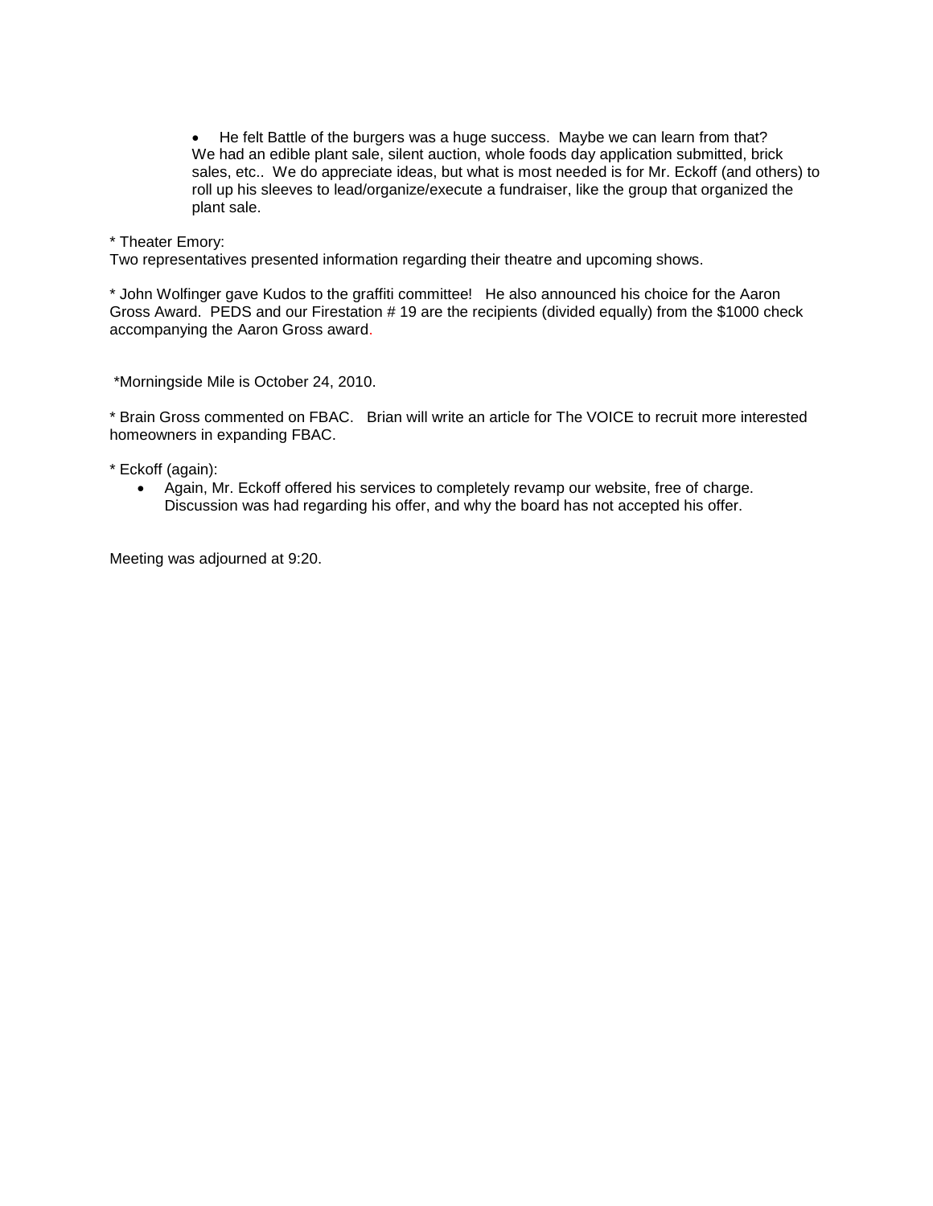- He felt Battle of the burgers was a huge success. Maybe we can learn from that? We had an edible plant sale, silent auction, whole foods day application submitted, brick sales, etc.. We do appreciate ideas, but what is most needed is for Mr. Eckoff (and others) to roll up his sleeves to lead/organize/execute a fundraiser, like the group that organized the plant sale.

* Theater Emory:
Two representatives presented information regarding their theatre and upcoming shows.

* John Wolfinger gave Kudos to the graffiti committee! He also announced his choice for the Aaron Gross Award. PEDS and our Firestation # 19 are the recipients (divided equally) from the $1000 check accompanying the Aaron Gross award.

*Morningside Mile is October 24, 2010.

* Brain Gross commented on FBAC. Brian will write an article for The VOICE to recruit more interested homeowners in expanding FBAC.

* Eckoff (again):

- Again, Mr. Eckoff offered his services to completely revamp our website, free of charge. Discussion was had regarding his offer, and why the board has not accepted his offer.

Meeting was adjourned at 9:20.